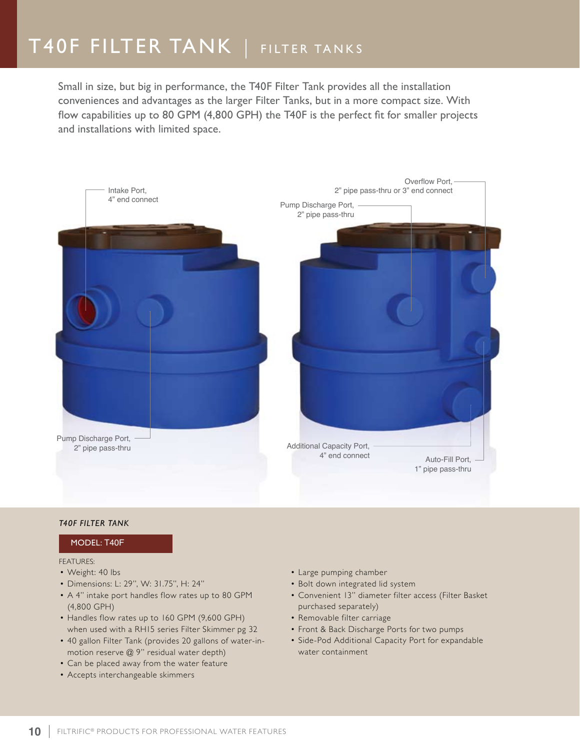# T40F FILTER TANK | FILTER TANKS

Small in size, but big in performance, the T40F Filter Tank provides all the installation conveniences and advantages as the larger Filter Tanks, but in a more compact size. With flow capabilities up to 80 GPM (4,800 GPH) the T40F is the perfect fit for smaller projects and installations with limited space.

Intake Port, 4" end connect

Pump Discharge Port, 2" pipe pass-thru

Overflow Port, 2" pipe pass-thru or 3" end connect

Pump Discharge Port, 2" pipe pass-thru

Additional Capacity Port, 4" end connect

Auto-Fill Port, 1" pipe pass-thru

*T40F FILTER TANK*

**MODEL: T40F**

FEATURES:

- Weight: 40 lbs
- Dimensions: L: 29", W: 31.75", H: 24"
- A 4" intake port handles flow rates up to 80 GPM (4,800 GPH)
- Handles flow rates up to 160 GPM (9,600 GPH) when used with a RH15 series Filter Skimmer pg 32
- 40 gallon Filter Tank (provides 20 gallons of water-in-motion reserve @ 9" residual water depth)
- Can be placed away from the water feature
- Accepts interchangeable skimmers
- Large pumping chamber
- Bolt down integrated lid system
- Convenient 13" diameter filter access (Filter Basket purchased separately)
- Removable filter carriage
- Front & Back Discharge Ports for two pumps
- Side-Pod Additional Capacity Port for expandable water containment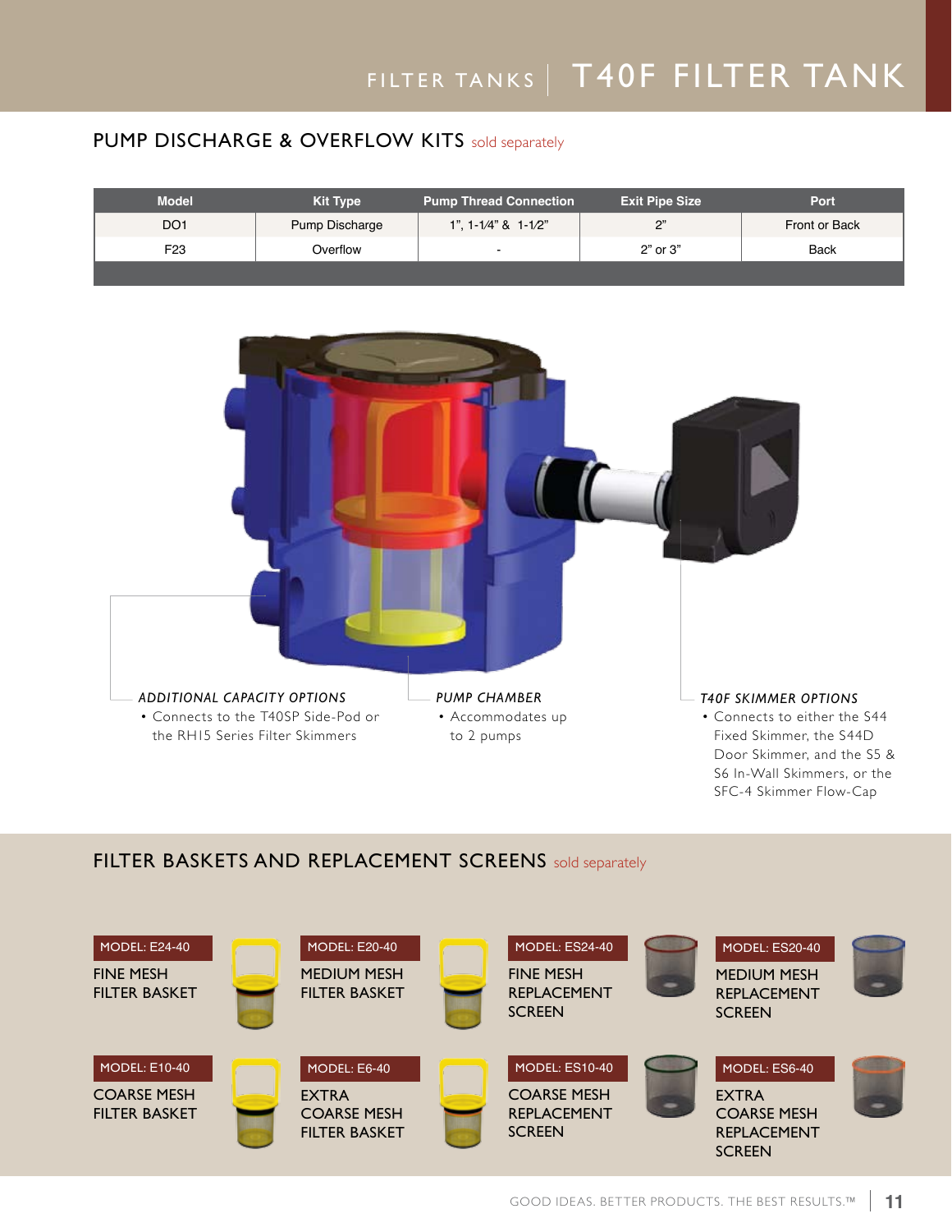# FILTER TANKS | T40F FILTER TANK

## PUMP DISCHARGE & OVERFLOW KITS *sold separately*

| Model | Kit Type | Pump Thread Connection | Exit Pipe Size | Port |
|---|---|---|---|---|
| DO1 | Pump Discharge | 1", 1-1/4" & 1-1/2" | 2" | Front or Back |
| F23 | Overflow | - | 2" or 3" | Back |

*ADDITIONAL CAPACITY OPTIONS*

- Connects to the T40SP Side-Pod or the RH15 Series Filter Skimmers

*PUMP CHAMBER*

- Accommodates up to 2 pumps

*T40F SKIMMER OPTIONS*

- Connects to either the S44 Fixed Skimmer, the S44D Door Skimmer, and the S5 & S6 In-Wall Skimmers, or the SFC-4 Skimmer Flow-Cap

## FILTER BASKETS AND REPLACEMENT SCREENS *sold separately*

**MODEL: E24-40**
FINE MESH FILTER BASKET

**MODEL: E20-40**
MEDIUM MESH FILTER BASKET

**MODEL: ES24-40**
FINE MESH REPLACEMENT SCREEN

**MODEL: ES20-40**
MEDIUM MESH REPLACEMENT SCREEN

**MODEL: E10-40**
COARSE MESH FILTER BASKET

**MODEL: E6-40**
EXTRA COARSE MESH FILTER BASKET

**MODEL: ES10-40**
COARSE MESH REPLACEMENT SCREEN

**MODEL: ES6-40**
EXTRA COARSE MESH REPLACEMENT SCREEN

GOOD IDEAS. BETTER PRODUCTS. THE BEST RESULTS.™